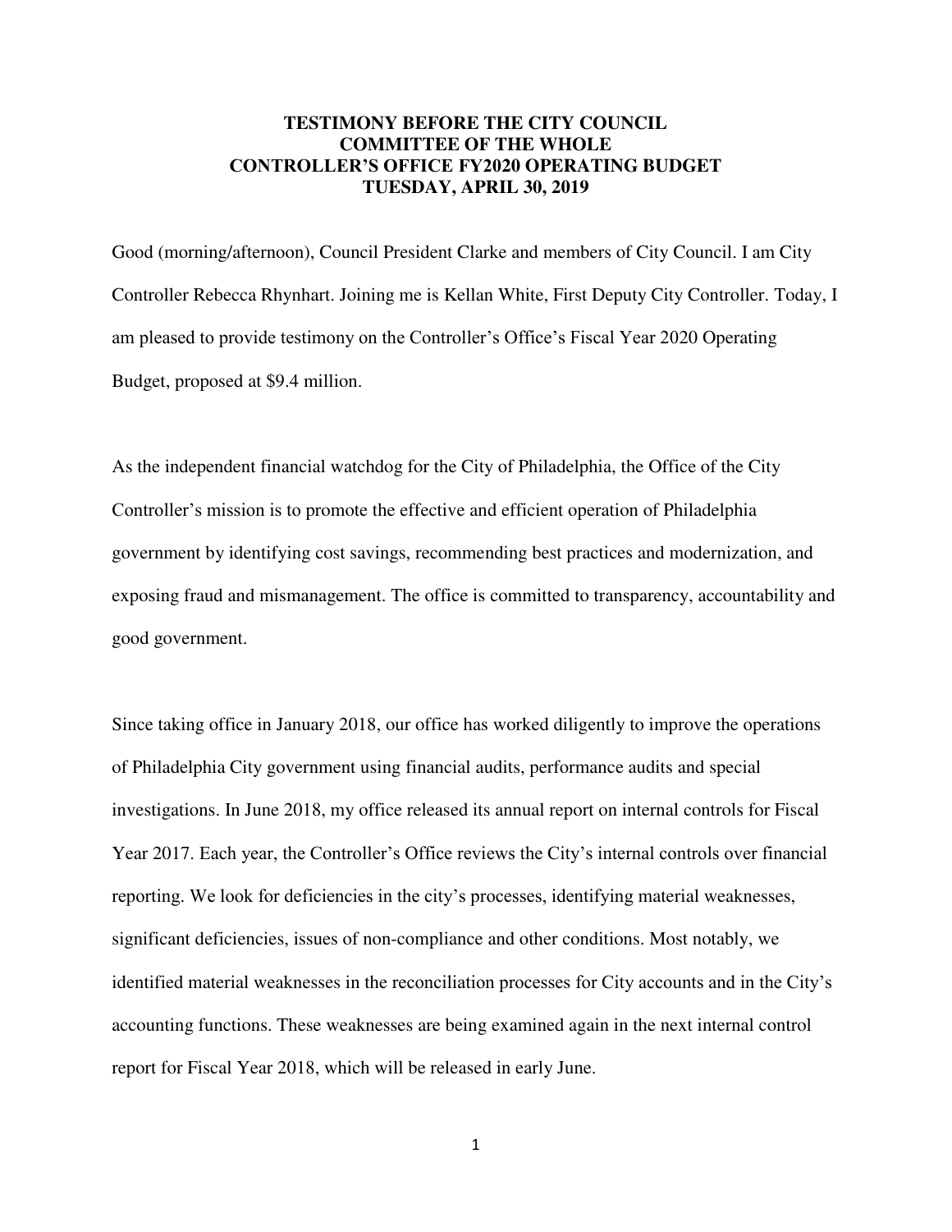# TESTIMONY BEFORE THE CITY COUNCIL
# COMMITTEE OF THE WHOLE
# CONTROLLER'S OFFICE FY2020 OPERATING BUDGET
# TUESDAY, APRIL 30, 2019

Good (morning/afternoon), Council President Clarke and members of City Council. I am City Controller Rebecca Rhynhart. Joining me is Kellan White, First Deputy City Controller. Today, I am pleased to provide testimony on the Controller's Office's Fiscal Year 2020 Operating Budget, proposed at $9.4 million.

As the independent financial watchdog for the City of Philadelphia, the Office of the City Controller's mission is to promote the effective and efficient operation of Philadelphia government by identifying cost savings, recommending best practices and modernization, and exposing fraud and mismanagement. The office is committed to transparency, accountability and good government.

Since taking office in January 2018, our office has worked diligently to improve the operations of Philadelphia City government using financial audits, performance audits and special investigations. In June 2018, my office released its annual report on internal controls for Fiscal Year 2017. Each year, the Controller's Office reviews the City's internal controls over financial reporting. We look for deficiencies in the city's processes, identifying material weaknesses, significant deficiencies, issues of non-compliance and other conditions. Most notably, we identified material weaknesses in the reconciliation processes for City accounts and in the City's accounting functions. These weaknesses are being examined again in the next internal control report for Fiscal Year 2018, which will be released in early June.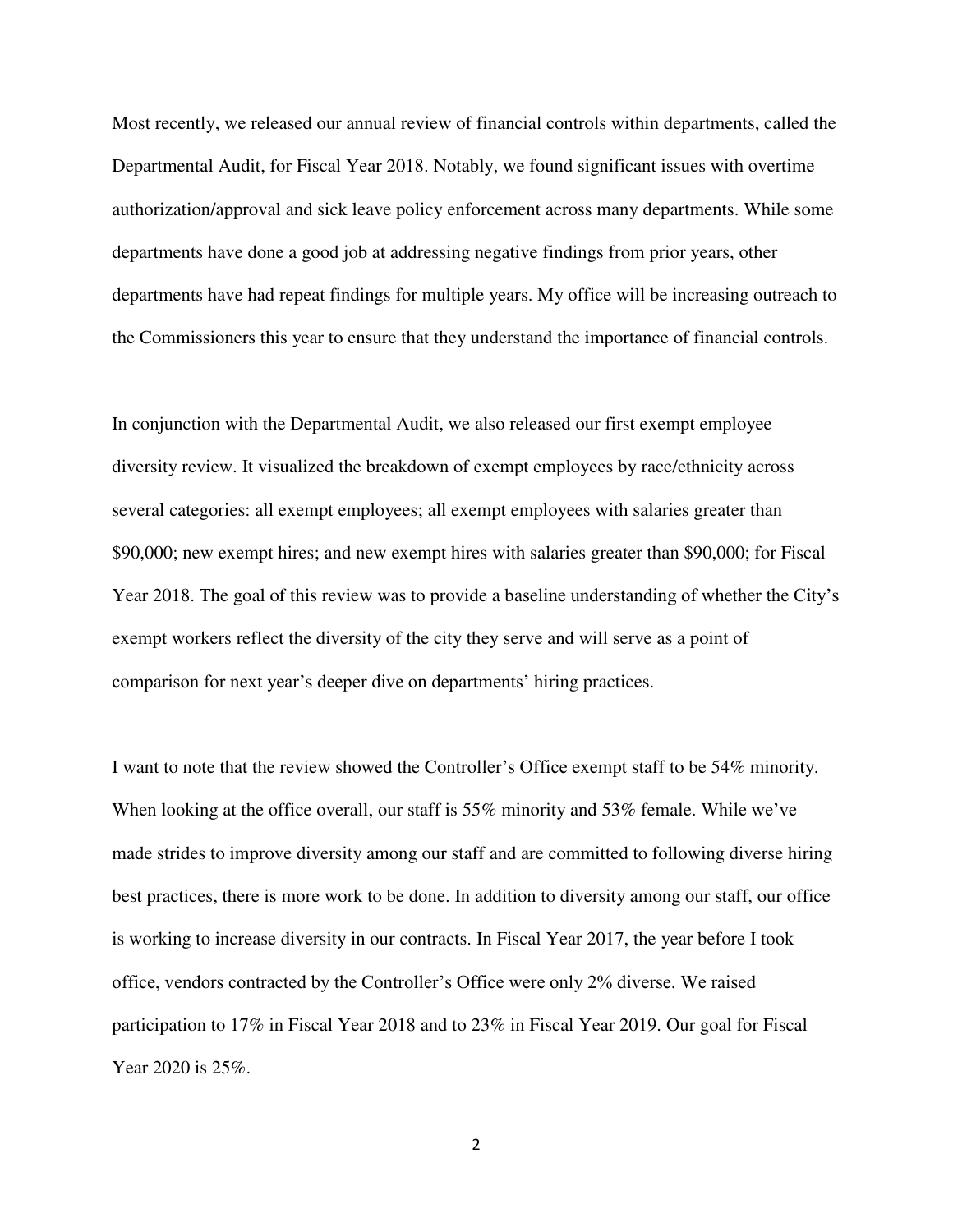Most recently, we released our annual review of financial controls within departments, called the Departmental Audit, for Fiscal Year 2018. Notably, we found significant issues with overtime authorization/approval and sick leave policy enforcement across many departments. While some departments have done a good job at addressing negative findings from prior years, other departments have had repeat findings for multiple years. My office will be increasing outreach to the Commissioners this year to ensure that they understand the importance of financial controls.

In conjunction with the Departmental Audit, we also released our first exempt employee diversity review. It visualized the breakdown of exempt employees by race/ethnicity across several categories: all exempt employees; all exempt employees with salaries greater than $90,000; new exempt hires; and new exempt hires with salaries greater than $90,000; for Fiscal Year 2018. The goal of this review was to provide a baseline understanding of whether the City's exempt workers reflect the diversity of the city they serve and will serve as a point of comparison for next year's deeper dive on departments' hiring practices.

I want to note that the review showed the Controller's Office exempt staff to be 54% minority. When looking at the office overall, our staff is 55% minority and 53% female. While we've made strides to improve diversity among our staff and are committed to following diverse hiring best practices, there is more work to be done. In addition to diversity among our staff, our office is working to increase diversity in our contracts. In Fiscal Year 2017, the year before I took office, vendors contracted by the Controller's Office were only 2% diverse. We raised participation to 17% in Fiscal Year 2018 and to 23% in Fiscal Year 2019. Our goal for Fiscal Year 2020 is 25%.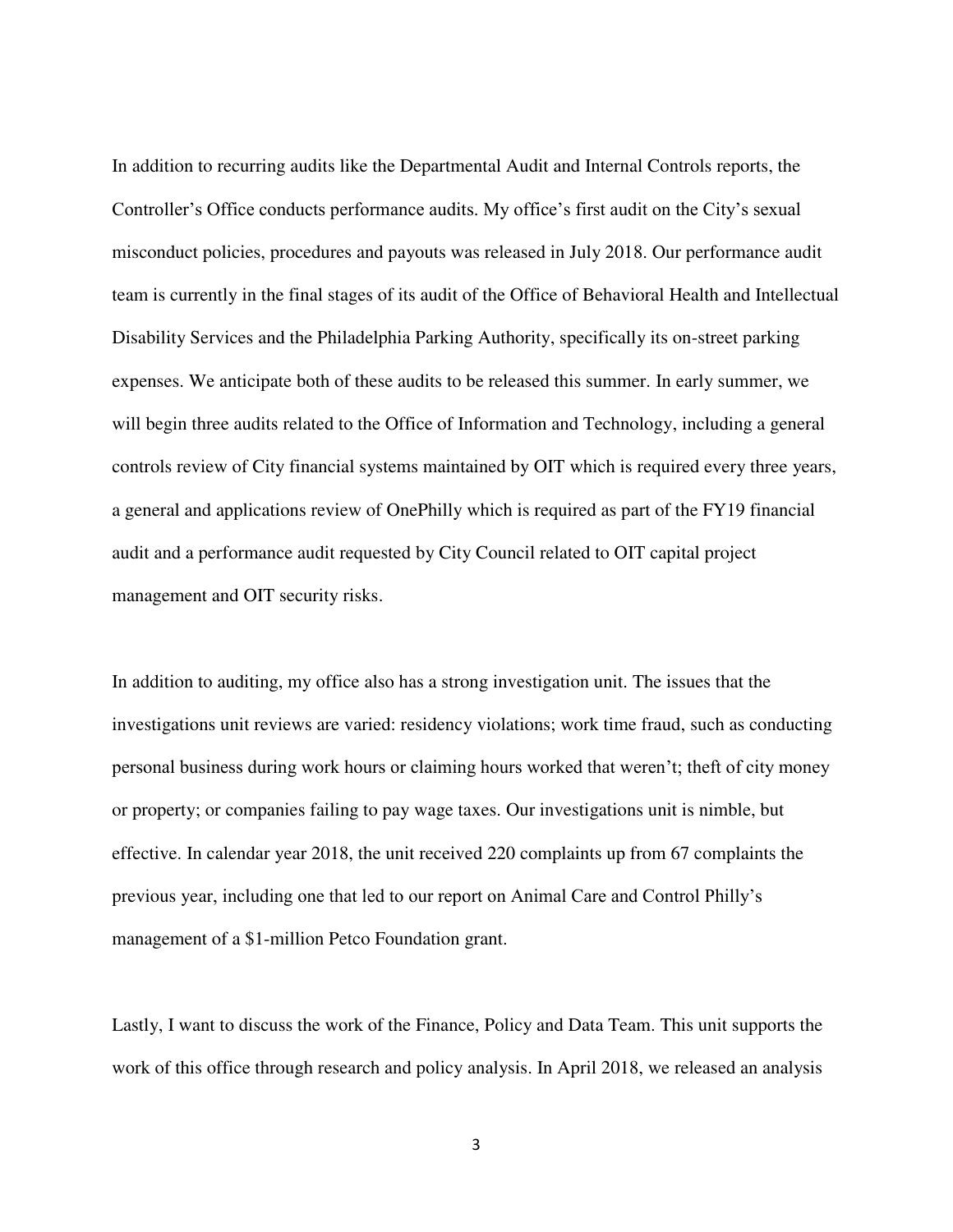In addition to recurring audits like the Departmental Audit and Internal Controls reports, the Controller's Office conducts performance audits. My office's first audit on the City's sexual misconduct policies, procedures and payouts was released in July 2018. Our performance audit team is currently in the final stages of its audit of the Office of Behavioral Health and Intellectual Disability Services and the Philadelphia Parking Authority, specifically its on-street parking expenses. We anticipate both of these audits to be released this summer. In early summer, we will begin three audits related to the Office of Information and Technology, including a general controls review of City financial systems maintained by OIT which is required every three years, a general and applications review of OnePhilly which is required as part of the FY19 financial audit and a performance audit requested by City Council related to OIT capital project management and OIT security risks.

In addition to auditing, my office also has a strong investigation unit. The issues that the investigations unit reviews are varied: residency violations; work time fraud, such as conducting personal business during work hours or claiming hours worked that weren't; theft of city money or property; or companies failing to pay wage taxes. Our investigations unit is nimble, but effective. In calendar year 2018, the unit received 220 complaints up from 67 complaints the previous year, including one that led to our report on Animal Care and Control Philly's management of a $1-million Petco Foundation grant.

Lastly, I want to discuss the work of the Finance, Policy and Data Team. This unit supports the work of this office through research and policy analysis. In April 2018, we released an analysis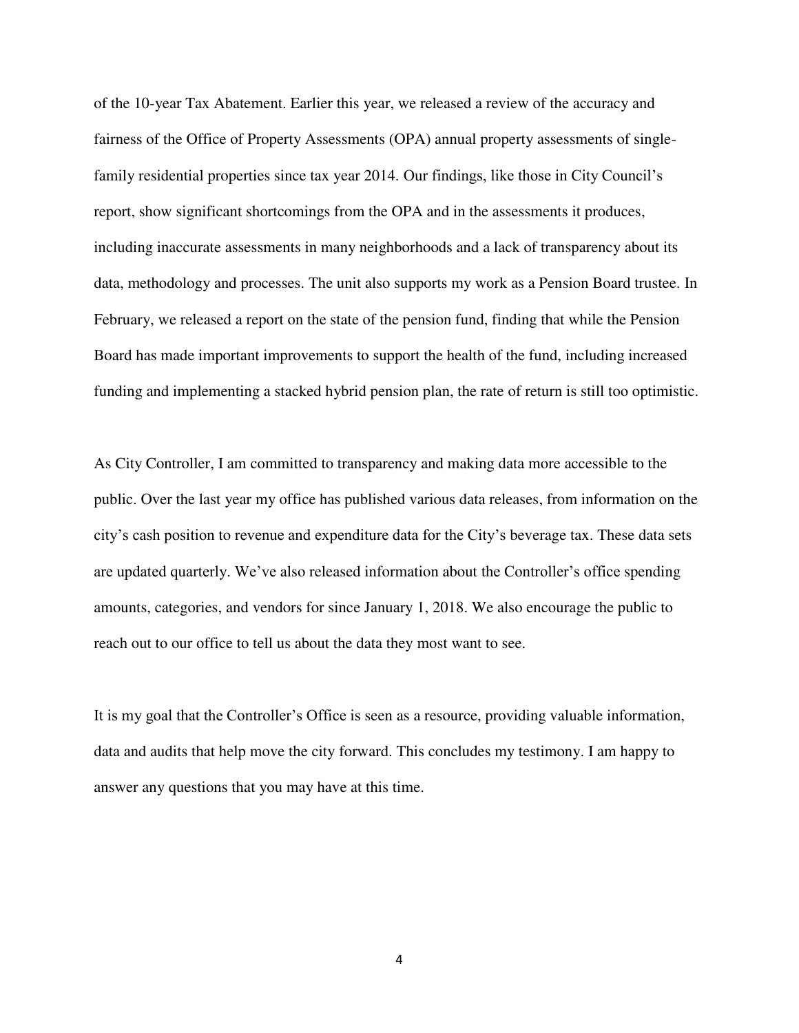of the 10-year Tax Abatement. Earlier this year, we released a review of the accuracy and fairness of the Office of Property Assessments (OPA) annual property assessments of single-family residential properties since tax year 2014. Our findings, like those in City Council's report, show significant shortcomings from the OPA and in the assessments it produces, including inaccurate assessments in many neighborhoods and a lack of transparency about its data, methodology and processes. The unit also supports my work as a Pension Board trustee. In February, we released a report on the state of the pension fund, finding that while the Pension Board has made important improvements to support the health of the fund, including increased funding and implementing a stacked hybrid pension plan, the rate of return is still too optimistic.

As City Controller, I am committed to transparency and making data more accessible to the public. Over the last year my office has published various data releases, from information on the city's cash position to revenue and expenditure data for the City's beverage tax. These data sets are updated quarterly. We've also released information about the Controller's office spending amounts, categories, and vendors for since January 1, 2018. We also encourage the public to reach out to our office to tell us about the data they most want to see.

It is my goal that the Controller's Office is seen as a resource, providing valuable information, data and audits that help move the city forward. This concludes my testimony. I am happy to answer any questions that you may have at this time.